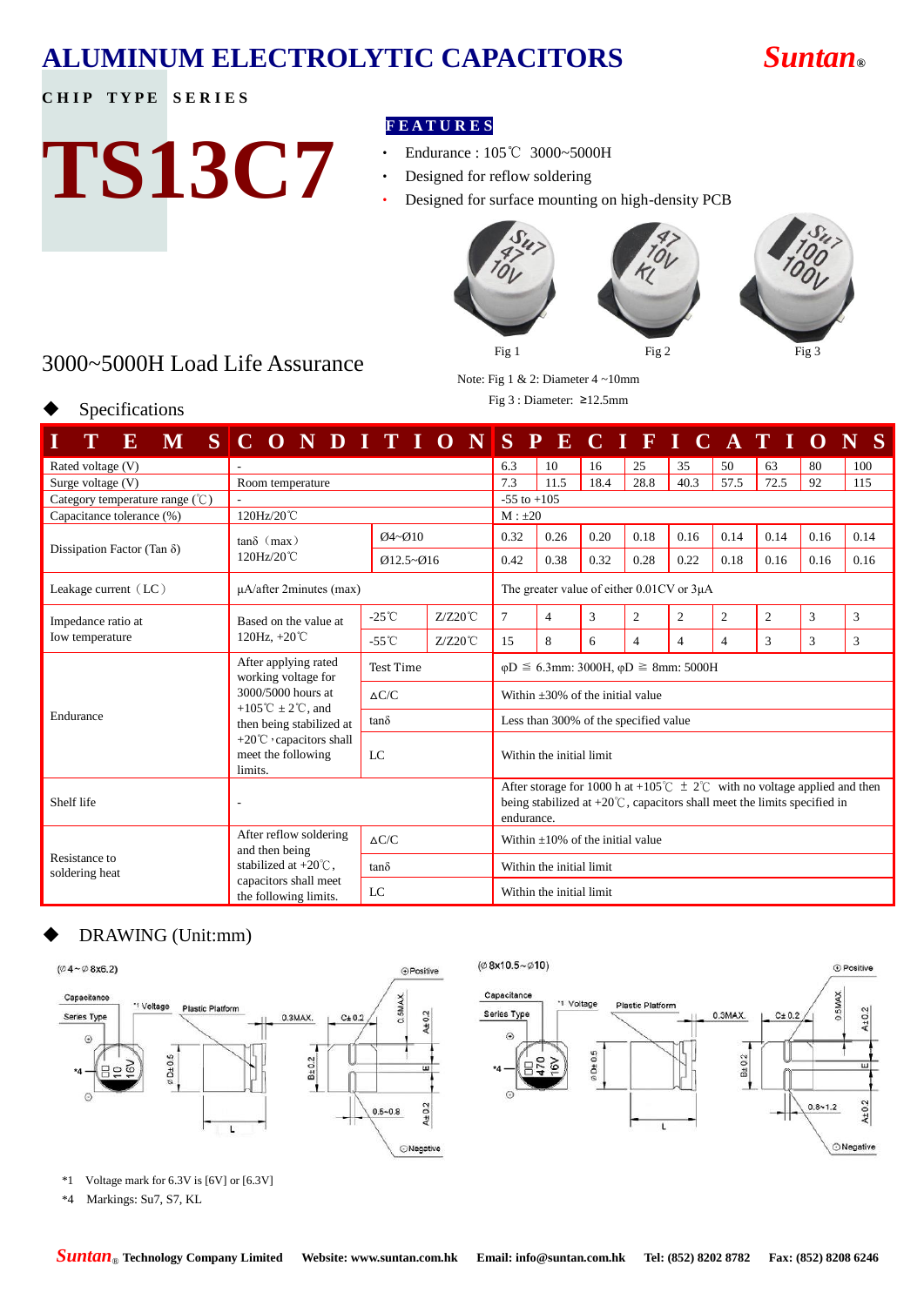# ALUMINUM ELECTROLYTIC CAPACITORS

**Suntan®**

**CHIP TYPE SERIES**

# TS13C7

**FEATURES**

- Endurance : 105℃ 3000~5000H
- Designed for reflow soldering
- Designed for surface mounting on high-density PCB

Fig 1 Fig 2 Fig 3

Note: Fig 1 & 2: Diameter 4 ~10mm

Fig 3 : Diameter: ≥12.5mm

## 3000~5000H Load Life Assurance

### ◆ Specifications

| ITEMS | CONDITIONS | | | SPECIFICATIONS | | | | | | | | |
|---|---|---|---|---|---|---|---|---|---|---|---|---|
| Rated voltage (V) | - | | | 6.3 | 10 | 16 | 25 | 35 | 50 | 63 | 80 | 100 |
| Surge voltage (V) | Room temperature | | | 7.3 | 11.5 | 18.4 | 28.8 | 40.3 | 57.5 | 72.5 | 92 | 115 |
| Category temperature range (℃) | - | | | -55 to +105 | | | | | | | | |
| Capacitance tolerance (%) | 120Hz/20℃ | | | M : ±20 | | | | | | | | |
| Dissipation Factor (Tan δ) | tanδ (max) 120Hz/20℃ | Ø4~Ø10 | | 0.32 | 0.26 | 0.20 | 0.18 | 0.16 | 0.14 | 0.14 | 0.16 | 0.14 |
| | | Ø12.5~Ø16 | | 0.42 | 0.38 | 0.32 | 0.28 | 0.22 | 0.18 | 0.16 | 0.16 | 0.16 |
| Leakage current (LC) | μA/after 2minutes (max) | | | The greater value of either 0.01CV or 3μA | | | | | | | | |
| Impedance ratio at low temperature | Based on the value at 120Hz, +20℃ | -25℃ | Z/Z20℃ | 7 | 4 | 3 | 2 | 2 | 2 | 2 | 3 | 3 |
| | | -55℃ | Z/Z20℃ | 15 | 8 | 6 | 4 | 4 | 4 | 3 | 3 | 3 |
| Endurance | After applying rated working voltage for 3000/5000 hours at +105℃ ± 2℃, and then being stabilized at +20℃, capacitors shall meet the following limits. | Test Time | | φD ≦ 6.3mm: 3000H, φD ≧ 8mm: 5000H | | | | | | | | |
| | | ∆C/C | | Within ±30% of the initial value | | | | | | | | |
| | | tanδ | | Less than 300% of the specified value | | | | | | | | |
| | | LC | | Within the initial limit | | | | | | | | |
| Shelf life | - | | | After storage for 1000 h at +105℃ ± 2℃ with no voltage applied and then being stabilized at +20℃, capacitors shall meet the limits specified in endurance. | | | | | | | | |
| Resistance to soldering heat | After reflow soldering and then being stabilized at +20℃, capacitors shall meet the following limits. | ∆C/C | | Within ±10% of the initial value | | | | | | | | |
| | | tanδ | | Within the initial limit | | | | | | | | |
| | | LC | | Within the initial limit | | | | | | | | |

### ◆ DRAWING (Unit:mm)

(Ø4~Ø8x6.2) (Ø8x10.5~Ø10)

*1 Voltage mark for 6.3V is [6V] or [6.3V]

*4 Markings: Su7, S7, KL

**Suntan® Technology Company Limited** **Website: www.suntan.com.hk** **Email: info@suntan.com.hk** **Tel: (852) 8202 8782** **Fax: (852) 8208 6246**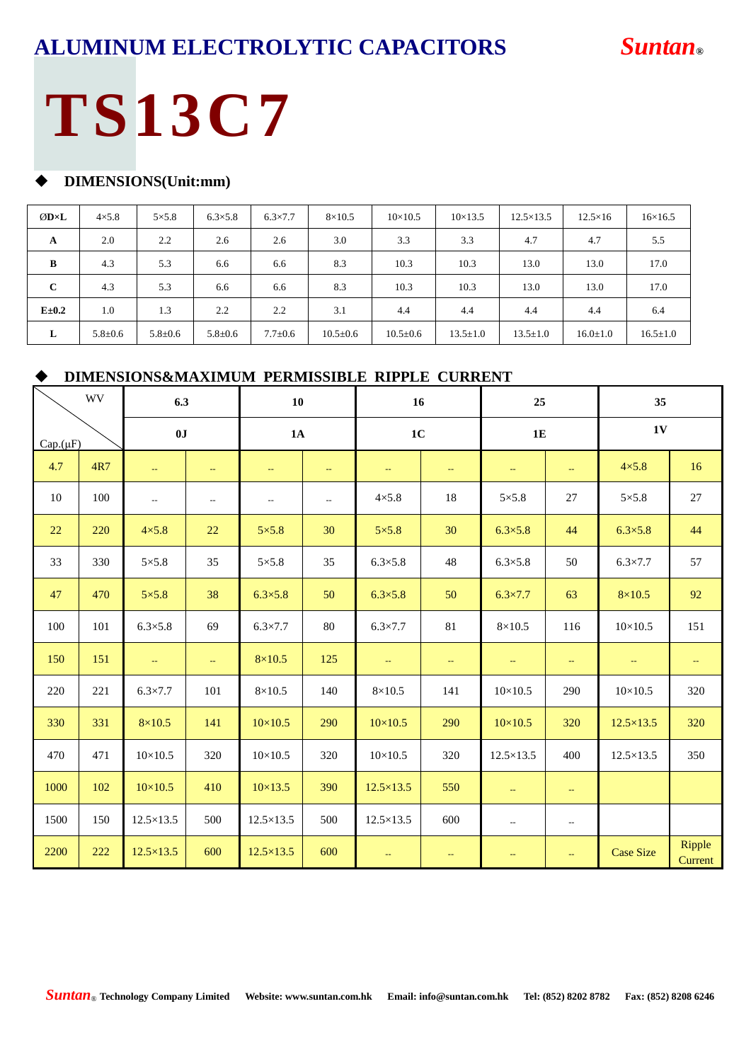# ALUMINUM ELECTROLYTIC CAPACITORS

**Suntan®**

# TS13C7

## ◆ DIMENSIONS(Unit:mm)

| ØD×L | 4×5.8 | 5×5.8 | 6.3×5.8 | 6.3×7.7 | 8×10.5 | 10×10.5 | 10×13.5 | 12.5×13.5 | 12.5×16 | 16×16.5 |
|---|---|---|---|---|---|---|---|---|---|---|
| A | 2.0 | 2.2 | 2.6 | 2.6 | 3.0 | 3.3 | 3.3 | 4.7 | 4.7 | 5.5 |
| B | 4.3 | 5.3 | 6.6 | 6.6 | 8.3 | 10.3 | 10.3 | 13.0 | 13.0 | 17.0 |
| C | 4.3 | 5.3 | 6.6 | 6.6 | 8.3 | 10.3 | 10.3 | 13.0 | 13.0 | 17.0 |
| E±0.2 | 1.0 | 1.3 | 2.2 | 2.2 | 3.1 | 4.4 | 4.4 | 4.4 | 4.4 | 6.4 |
| L | 5.8±0.6 | 5.8±0.6 | 5.8±0.6 | 7.7±0.6 | 10.5±0.6 | 10.5±0.6 | 13.5±1.0 | 13.5±1.0 | 16.0±1.0 | 16.5±1.0 |

## ◆ DIMENSIONS&MAXIMUM PERMISSIBLE RIPPLE CURRENT

| Cap.(μF) \ WV | | 6.3 | | 10 | | 16 | | 25 | | 35 | |
|---|---|---|---|---|---|---|---|---|---|---|---|
| | | 0J | | 1A | | 1C | | 1E | | 1V | |
| 4.7 | 4R7 | -- | -- | -- | -- | -- | -- | -- | -- | 4×5.8 | 16 |
| 10 | 100 | -- | -- | -- | -- | 4×5.8 | 18 | 5×5.8 | 27 | 5×5.8 | 27 |
| 22 | 220 | 4×5.8 | 22 | 5×5.8 | 30 | 5×5.8 | 30 | 6.3×5.8 | 44 | 6.3×5.8 | 44 |
| 33 | 330 | 5×5.8 | 35 | 5×5.8 | 35 | 6.3×5.8 | 48 | 6.3×5.8 | 50 | 6.3×7.7 | 57 |
| 47 | 470 | 5×5.8 | 38 | 6.3×5.8 | 50 | 6.3×5.8 | 50 | 6.3×7.7 | 63 | 8×10.5 | 92 |
| 100 | 101 | 6.3×5.8 | 69 | 6.3×7.7 | 80 | 6.3×7.7 | 81 | 8×10.5 | 116 | 10×10.5 | 151 |
| 150 | 151 | -- | -- | 8×10.5 | 125 | -- | -- | -- | -- | -- | -- |
| 220 | 221 | 6.3×7.7 | 101 | 8×10.5 | 140 | 8×10.5 | 141 | 10×10.5 | 290 | 10×10.5 | 320 |
| 330 | 331 | 8×10.5 | 141 | 10×10.5 | 290 | 10×10.5 | 290 | 10×10.5 | 320 | 12.5×13.5 | 320 |
| 470 | 471 | 10×10.5 | 320 | 10×10.5 | 320 | 10×10.5 | 320 | 12.5×13.5 | 400 | 12.5×13.5 | 350 |
| 1000 | 102 | 10×10.5 | 410 | 10×13.5 | 390 | 12.5×13.5 | 550 | -- | -- | | |
| 1500 | 150 | 12.5×13.5 | 500 | 12.5×13.5 | 500 | 12.5×13.5 | 600 | -- | -- | | |
| 2200 | 222 | 12.5×13.5 | 600 | 12.5×13.5 | 600 | -- | -- | -- | -- | Case Size | Ripple Current |

**Suntan®** Technology Company Limited  Website: www.suntan.com.hk  Email: info@suntan.com.hk  Tel: (852) 8202 8782  Fax: (852) 8208 6246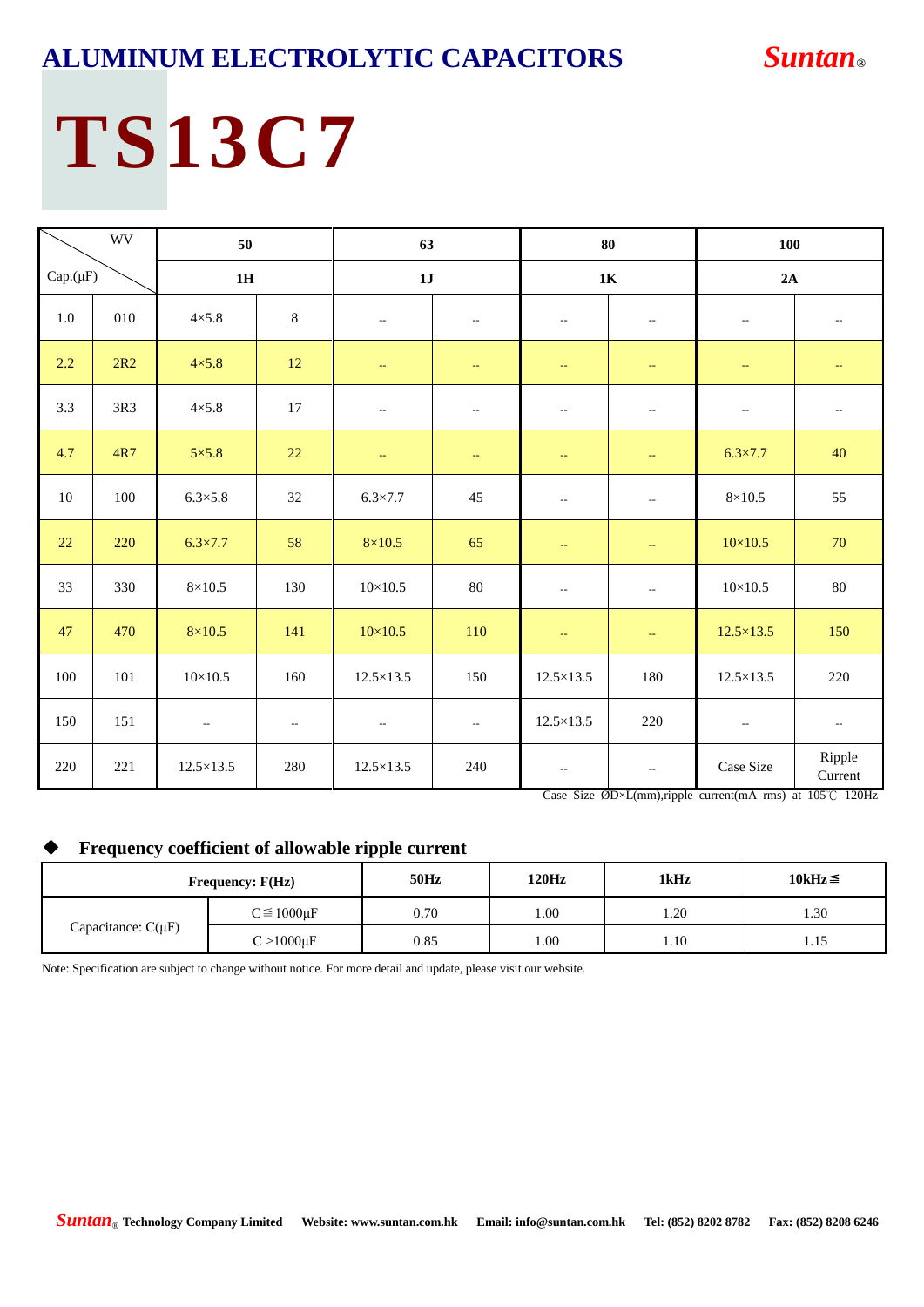# ALUMINUM ELECTROLYTIC CAPACITORS

**Suntan®**

# TS13C7

| Cap.(μF) | WV | 50 | | 63 | | 80 | | 100 | |
|---|---|---|---|---|---|---|---|---|---|
| | | 1H | | 1J | | 1K | | 2A | |
| 1.0 | 010 | 4×5.8 | 8 | -- | -- | -- | -- | -- | -- |
| 2.2 | 2R2 | 4×5.8 | 12 | -- | -- | -- | -- | -- | -- |
| 3.3 | 3R3 | 4×5.8 | 17 | -- | -- | -- | -- | -- | -- |
| 4.7 | 4R7 | 5×5.8 | 22 | -- | -- | -- | -- | 6.3×7.7 | 40 |
| 10 | 100 | 6.3×5.8 | 32 | 6.3×7.7 | 45 | -- | -- | 8×10.5 | 55 |
| 22 | 220 | 6.3×7.7 | 58 | 8×10.5 | 65 | -- | -- | 10×10.5 | 70 |
| 33 | 330 | 8×10.5 | 130 | 10×10.5 | 80 | -- | -- | 10×10.5 | 80 |
| 47 | 470 | 8×10.5 | 141 | 10×10.5 | 110 | -- | -- | 12.5×13.5 | 150 |
| 100 | 101 | 10×10.5 | 160 | 12.5×13.5 | 150 | 12.5×13.5 | 180 | 12.5×13.5 | 220 |
| 150 | 151 | -- | -- | -- | -- | 12.5×13.5 | 220 | -- | -- |
| 220 | 221 | 12.5×13.5 | 280 | 12.5×13.5 | 240 | -- | -- | Case Size | Ripple Current |

Case Size ØD×L(mm),ripple current(mA rms) at 105℃ 120Hz

## ◆ Frequency coefficient of allowable ripple current

| Frequency: F(Hz) | | 50Hz | 120Hz | 1kHz | 10kHz≦ |
|---|---|---|---|---|---|
| Capacitance: C(μF) | C≦1000μF | 0.70 | 1.00 | 1.20 | 1.30 |
| | C >1000μF | 0.85 | 1.00 | 1.10 | 1.15 |

Note: Specification are subject to change without notice. For more detail and update, please visit our website.

**Suntan® Technology Company Limited Website: www.suntan.com.hk Email: info@suntan.com.hk Tel: (852) 8202 8782 Fax: (852) 8208 6246**